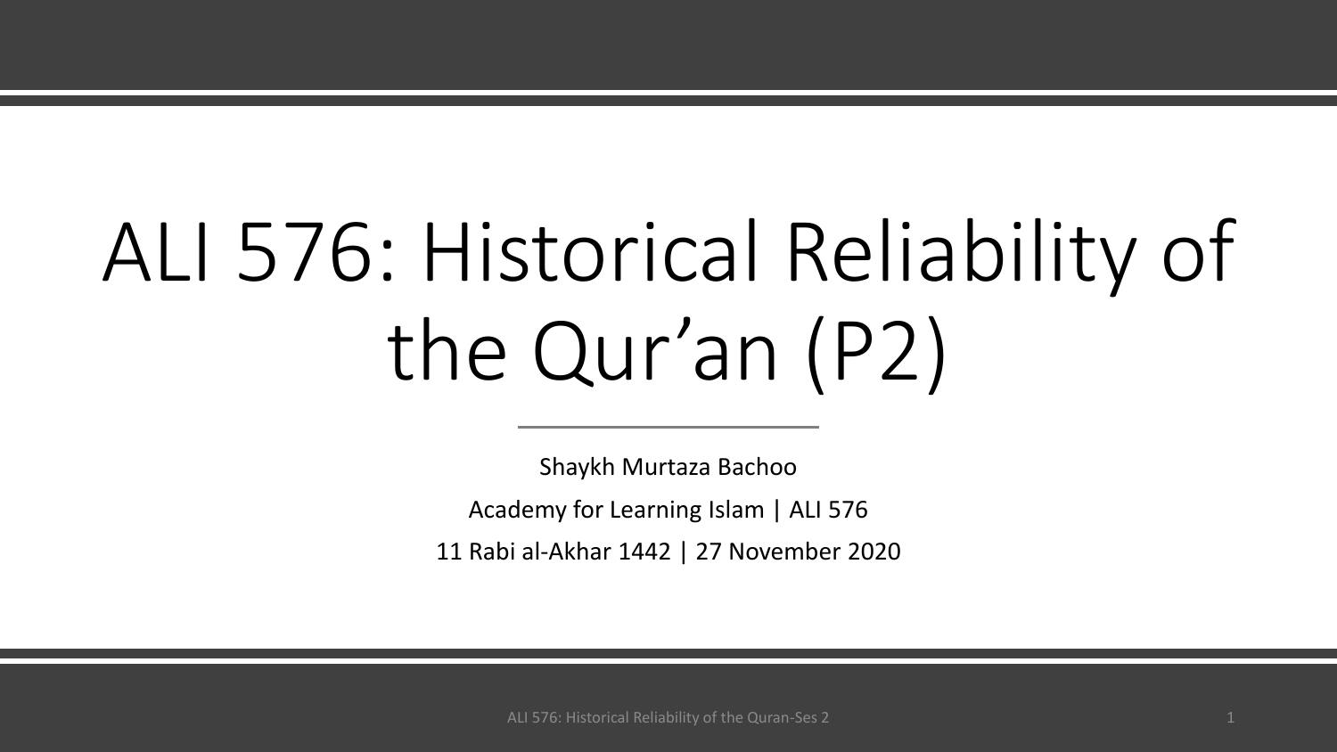# ALI 576: Historical Reliability of the Qur'an (P2)

Shaykh Murtaza Bachoo

Academy for Learning Islam | ALI 576

11 Rabi al-Akhar 1442 | 27 November 2020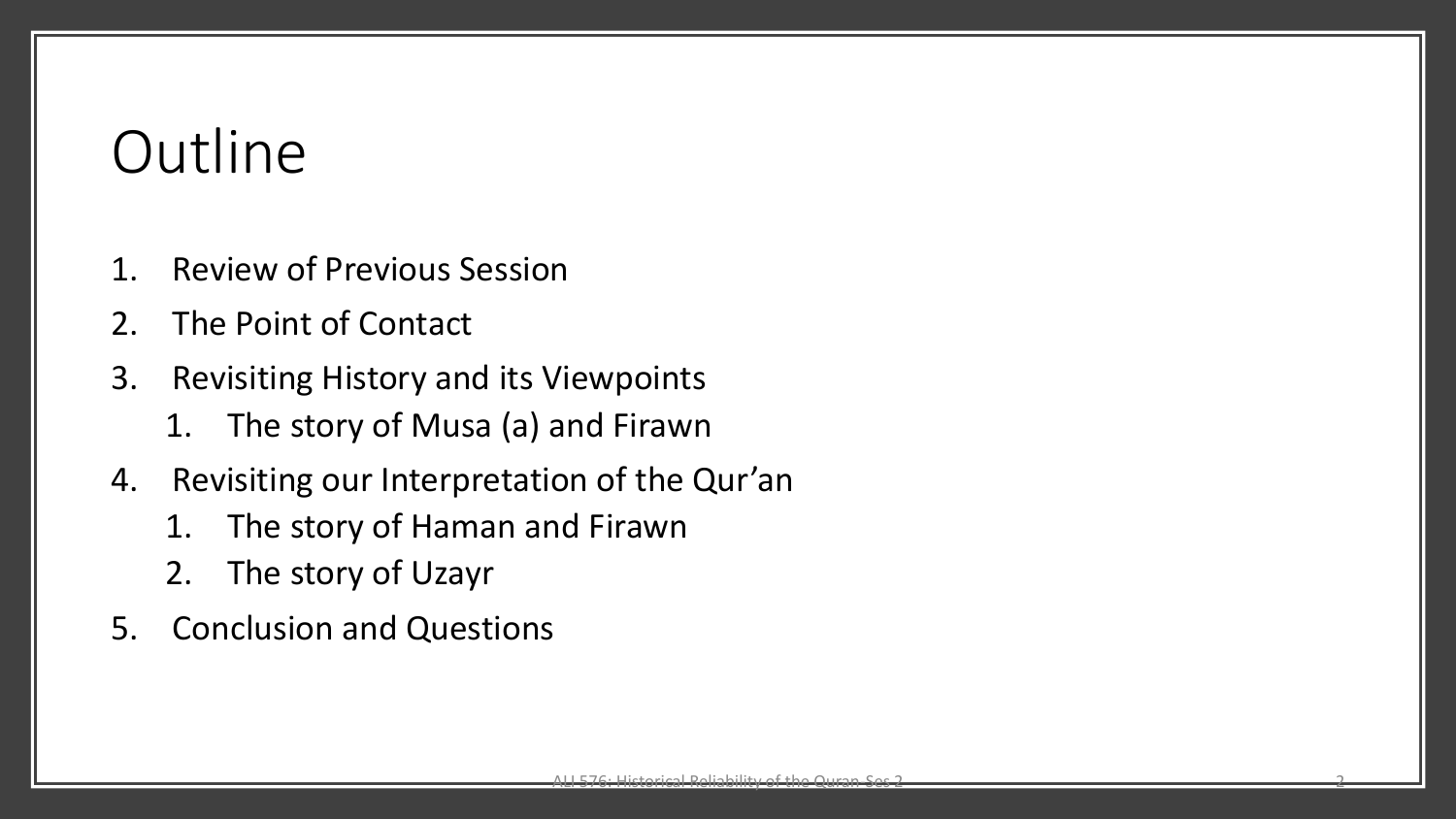# Outline

1. Review of Previous Session
2. The Point of Contact
3. Revisiting History and its Viewpoints
    1. The story of Musa (a) and Firawn
4. Revisiting our Interpretation of the Qur'an
    1. The story of Haman and Firawn
    2. The story of Uzayr
5. Conclusion and Questions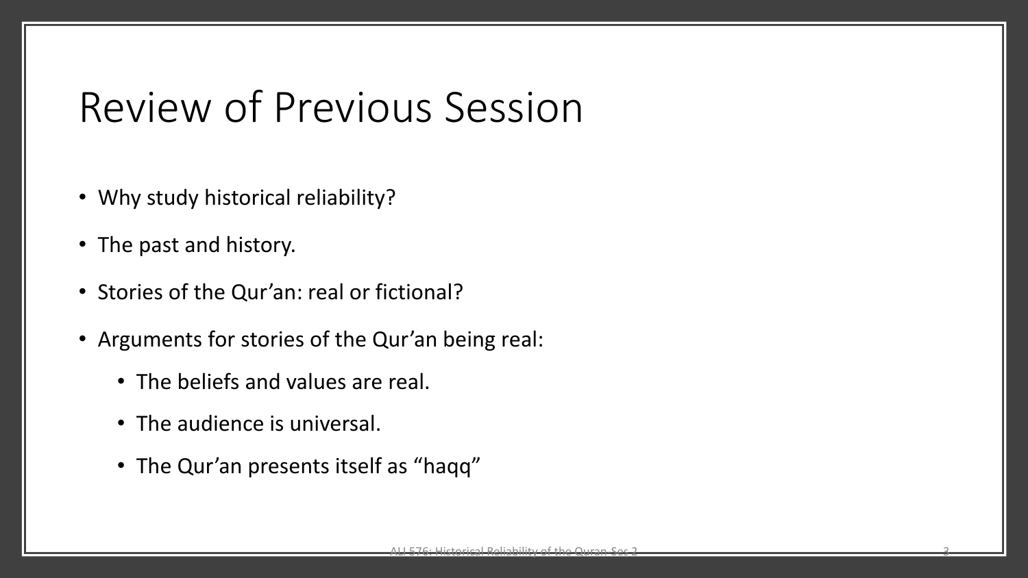# Review of Previous Session

- Why study historical reliability?
- The past and history.
- Stories of the Qur'an: real or fictional?
- Arguments for stories of the Qur'an being real:
  - The beliefs and values are real.
  - The audience is universal.
  - The Qur'an presents itself as "haqq"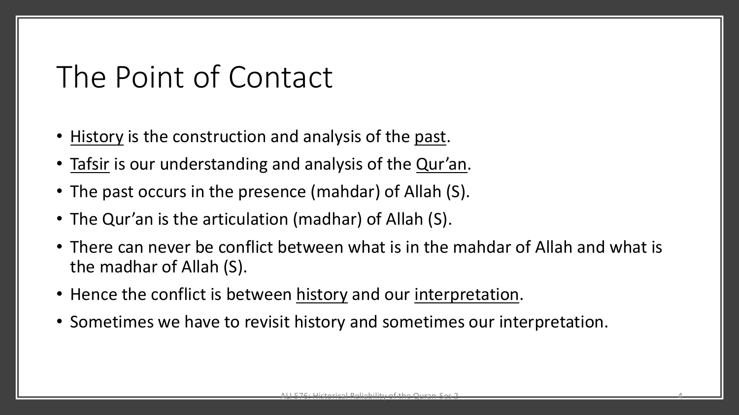# The Point of Contact

- <u>History</u> is the construction and analysis of the <u>past</u>.
- <u>Tafsir</u> is our understanding and analysis of the <u>Qur'an</u>.
- The past occurs in the presence (mahdar) of Allah (S).
- The Qur'an is the articulation (madhar) of Allah (S).
- There can never be conflict between what is in the mahdar of Allah and what is the madhar of Allah (S).
- Hence the conflict is between <u>history</u> and our <u>interpretation</u>.
- Sometimes we have to revisit history and sometimes our interpretation.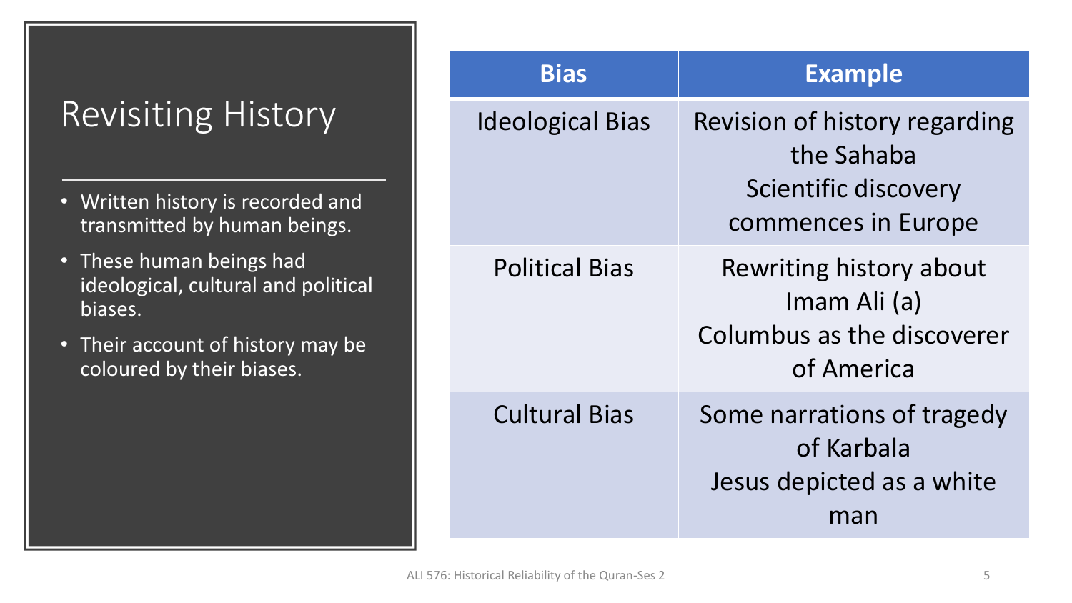# Revisiting History

- Written history is recorded and transmitted by human beings.
- These human beings had ideological, cultural and political biases.
- Their account of history may be coloured by their biases.

| Bias | Example |
| --- | --- |
| Ideological Bias | Revision of history regarding the Sahaba<br>Scientific discovery commences in Europe |
| Political Bias | Rewriting history about Imam Ali (a)<br>Columbus as the discoverer of America |
| Cultural Bias | Some narrations of tragedy of Karbala<br>Jesus depicted as a white man |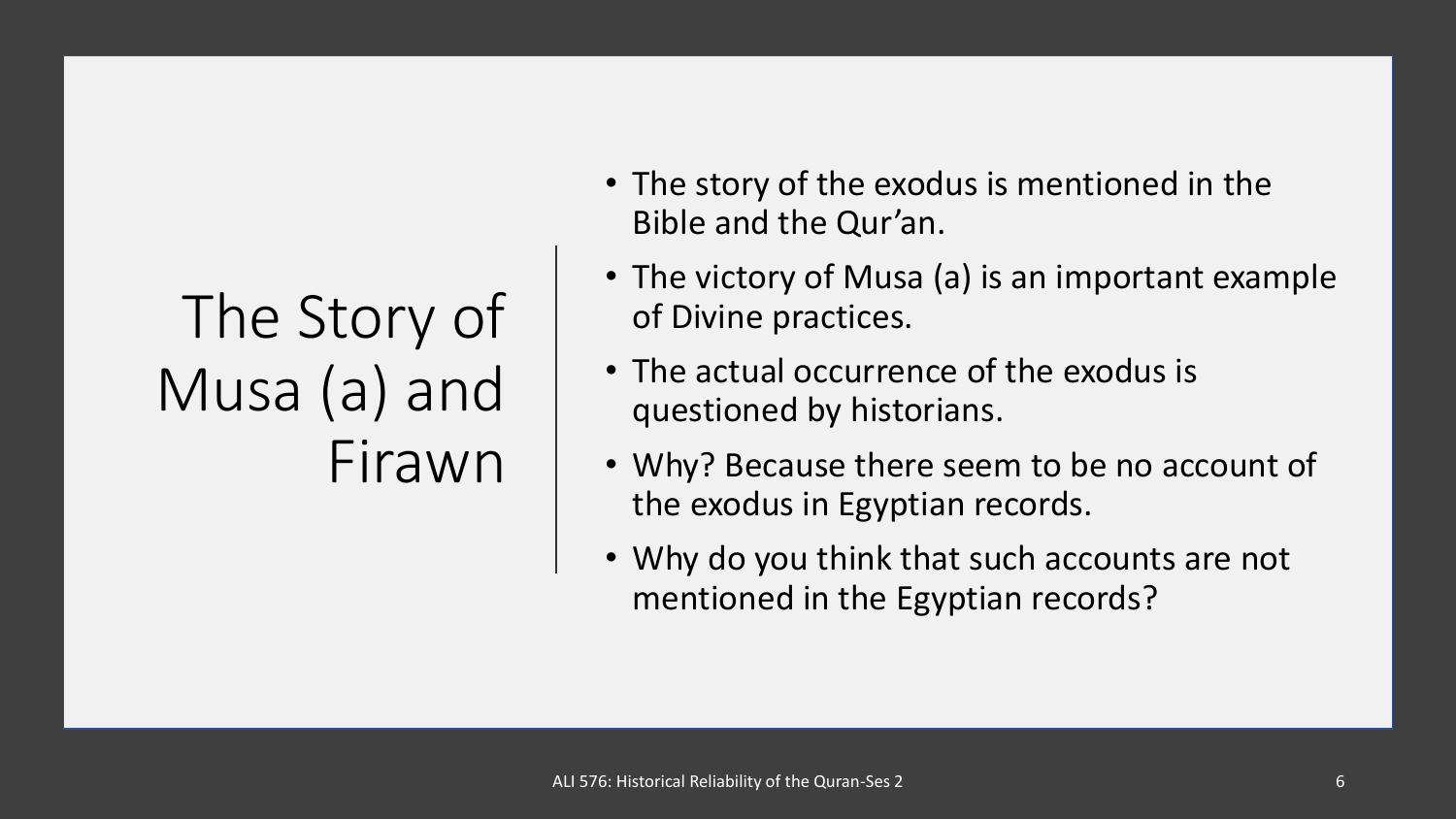# The Story of Musa (a) and Firawn

- The story of the exodus is mentioned in the Bible and the Qur'an.
- The victory of Musa (a) is an important example of Divine practices.
- The actual occurrence of the exodus is questioned by historians.
- Why? Because there seem to be no account of the exodus in Egyptian records.
- Why do you think that such accounts are not mentioned in the Egyptian records?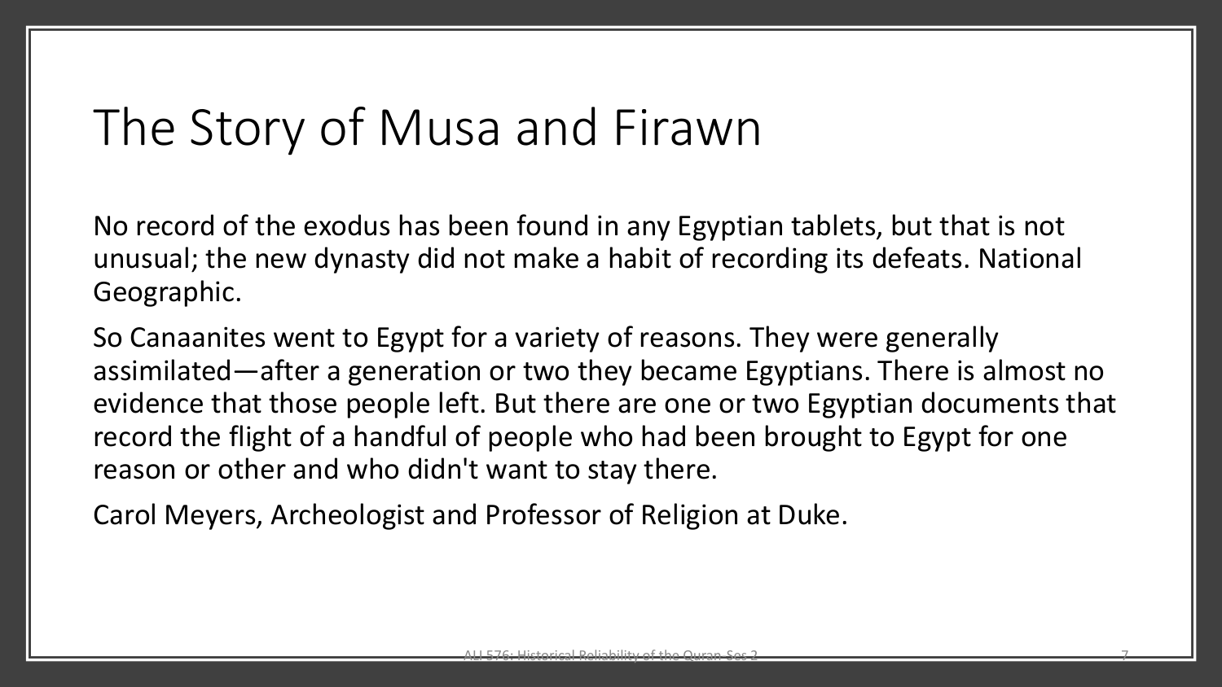# The Story of Musa and Firawn

No record of the exodus has been found in any Egyptian tablets, but that is not unusual; the new dynasty did not make a habit of recording its defeats. National Geographic.

So Canaanites went to Egypt for a variety of reasons. They were generally assimilated—after a generation or two they became Egyptians. There is almost no evidence that those people left. But there are one or two Egyptian documents that record the flight of a handful of people who had been brought to Egypt for one reason or other and who didn't want to stay there.

Carol Meyers, Archeologist and Professor of Religion at Duke.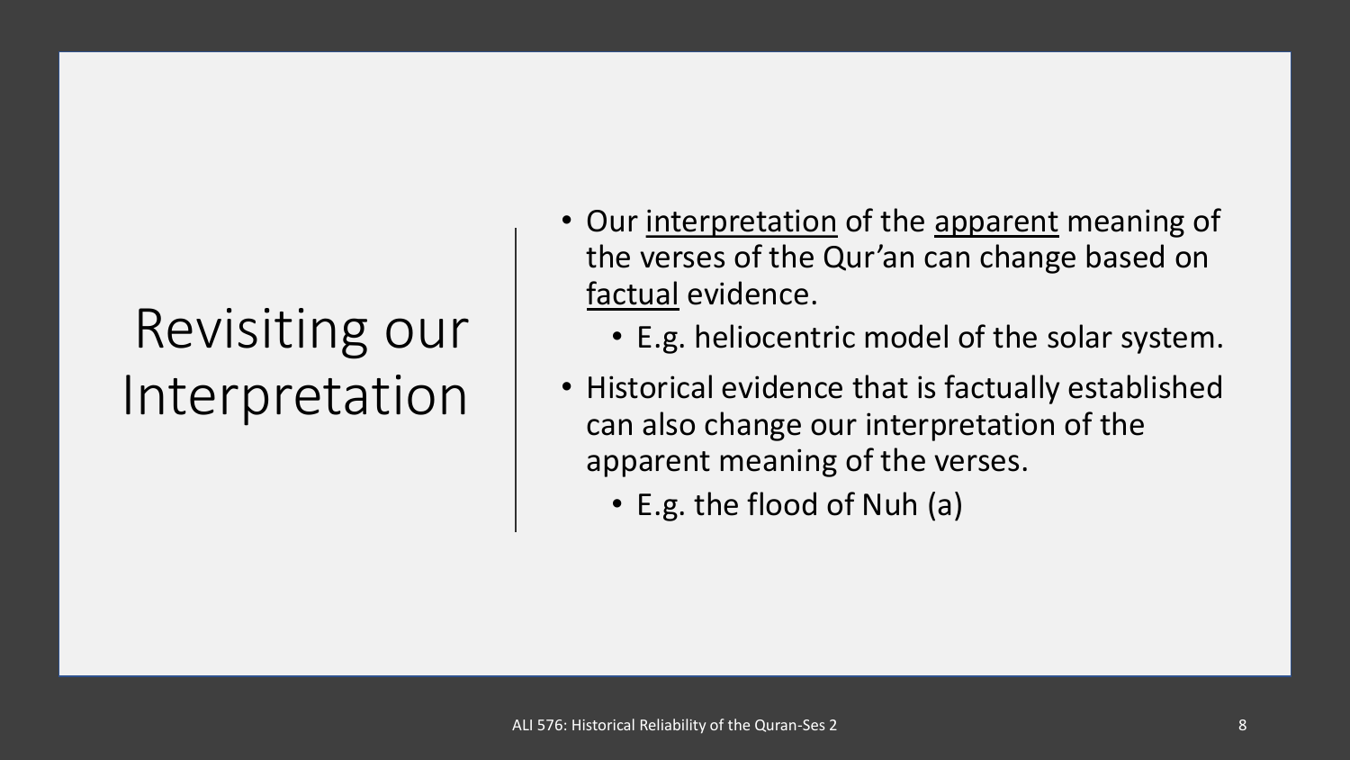# Revisiting our Interpretation

- Our <u>interpretation</u> of the <u>apparent</u> meaning of the verses of the Qur'an can change based on <u>factual</u> evidence.
  - E.g. heliocentric model of the solar system.
- Historical evidence that is factually established can also change our interpretation of the apparent meaning of the verses.
  - E.g. the flood of Nuh (a)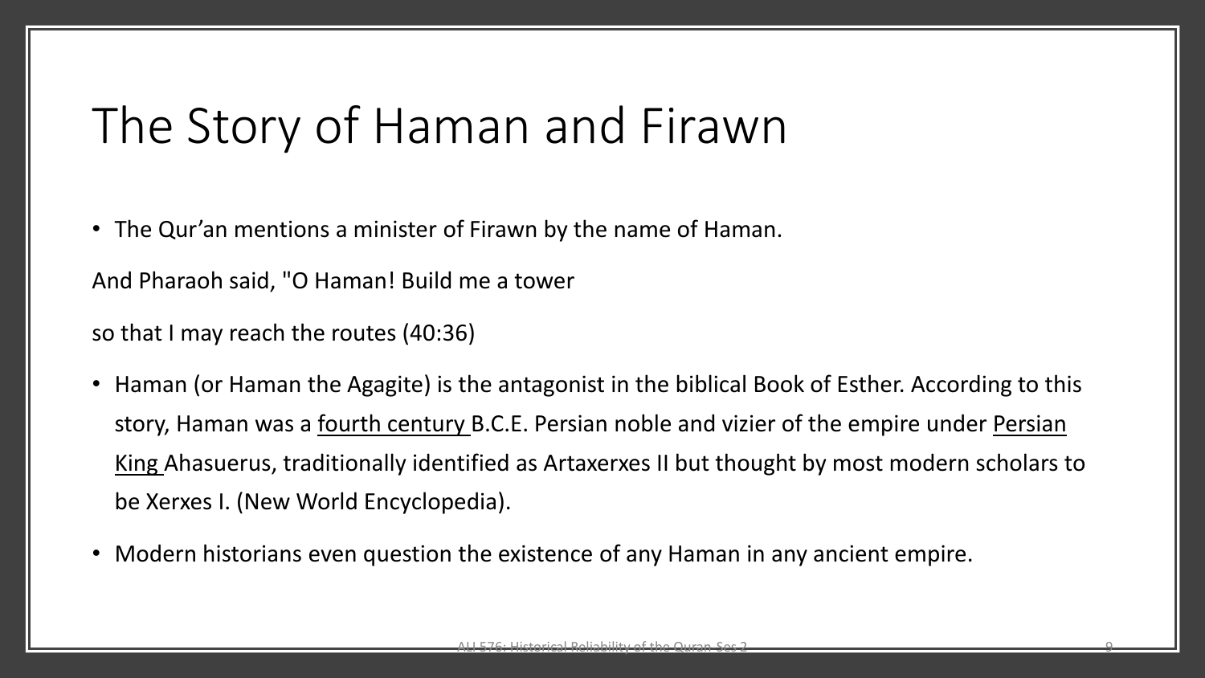# The Story of Haman and Firawn

- The Qur'an mentions a minister of Firawn by the name of Haman.

And Pharaoh said, "O Haman! Build me a tower

so that I may reach the routes (40:36)

- Haman (or Haman the Agagite) is the antagonist in the biblical Book of Esther. According to this story, Haman was a fourth century B.C.E. Persian noble and vizier of the empire under Persian King Ahasuerus, traditionally identified as Artaxerxes II but thought by most modern scholars to be Xerxes I. (New World Encyclopedia).
- Modern historians even question the existence of any Haman in any ancient empire.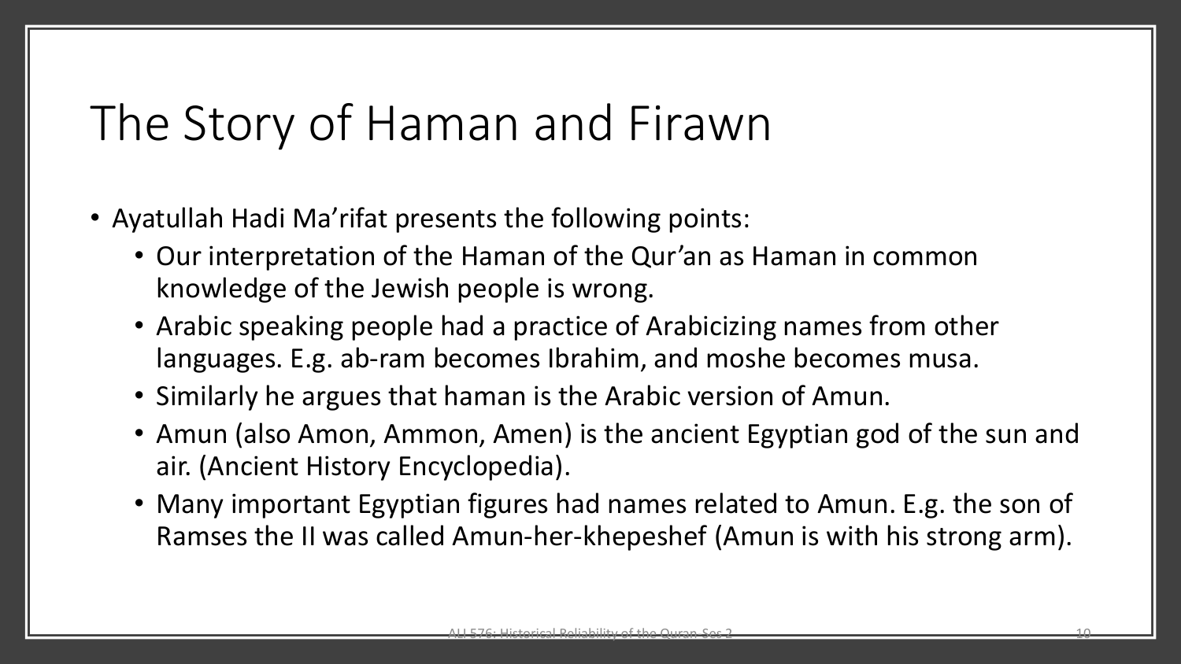# The Story of Haman and Firawn

- Ayatullah Hadi Ma'rifat presents the following points:
  - Our interpretation of the Haman of the Qur'an as Haman in common knowledge of the Jewish people is wrong.
  - Arabic speaking people had a practice of Arabicizing names from other languages. E.g. ab-ram becomes Ibrahim, and moshe becomes musa.
  - Similarly he argues that haman is the Arabic version of Amun.
  - Amun (also Amon, Ammon, Amen) is the ancient Egyptian god of the sun and air. (Ancient History Encyclopedia).
  - Many important Egyptian figures had names related to Amun. E.g. the son of Ramses the II was called Amun-her-khepeshef (Amun is with his strong arm).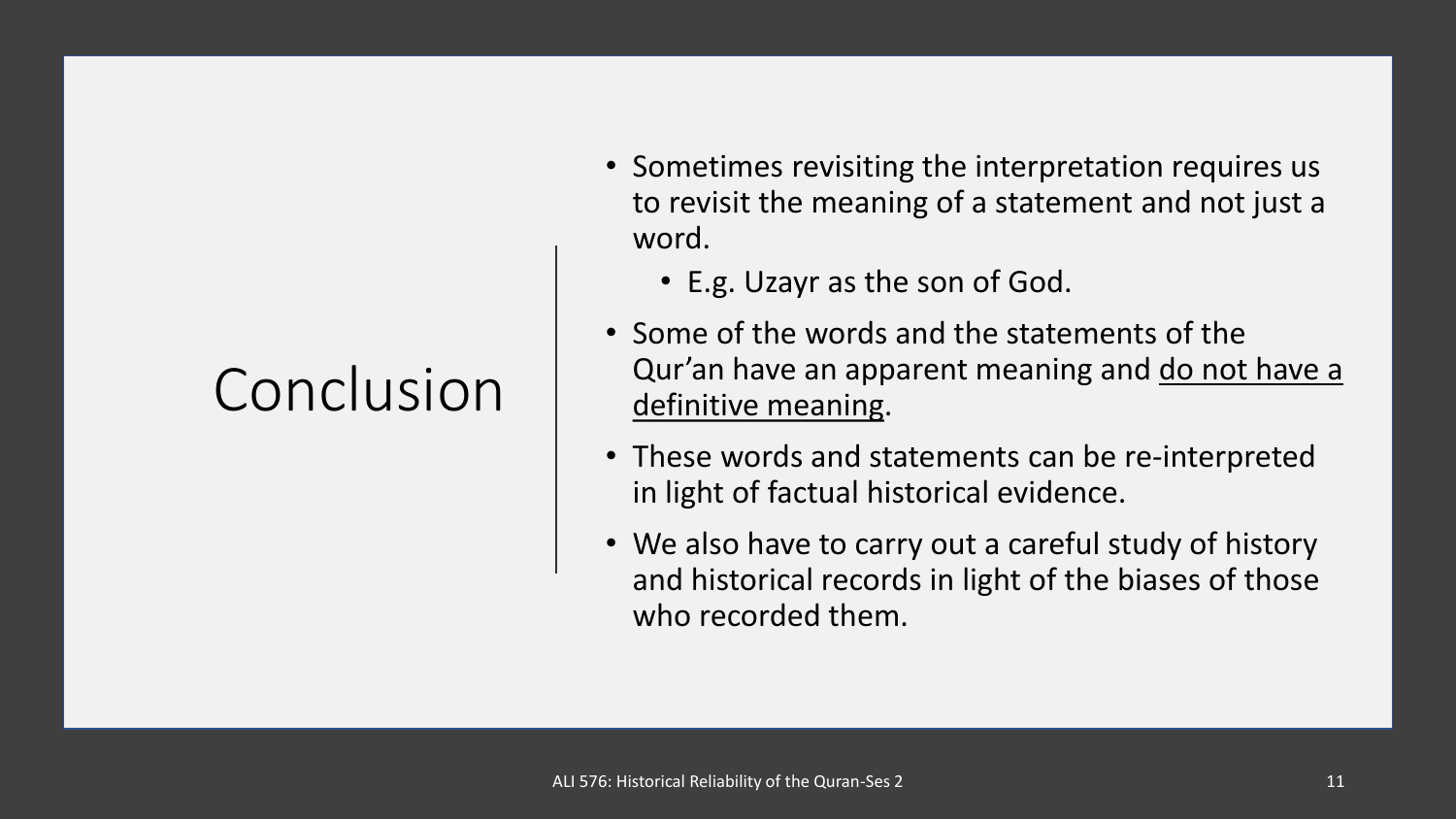# Conclusion

- Sometimes revisiting the interpretation requires us to revisit the meaning of a statement and not just a word.
  - E.g. Uzayr as the son of God.
- Some of the words and the statements of the Qur'an have an apparent meaning and <u>do not have a definitive meaning</u>.
- These words and statements can be re-interpreted in light of factual historical evidence.
- We also have to carry out a careful study of history and historical records in light of the biases of those who recorded them.